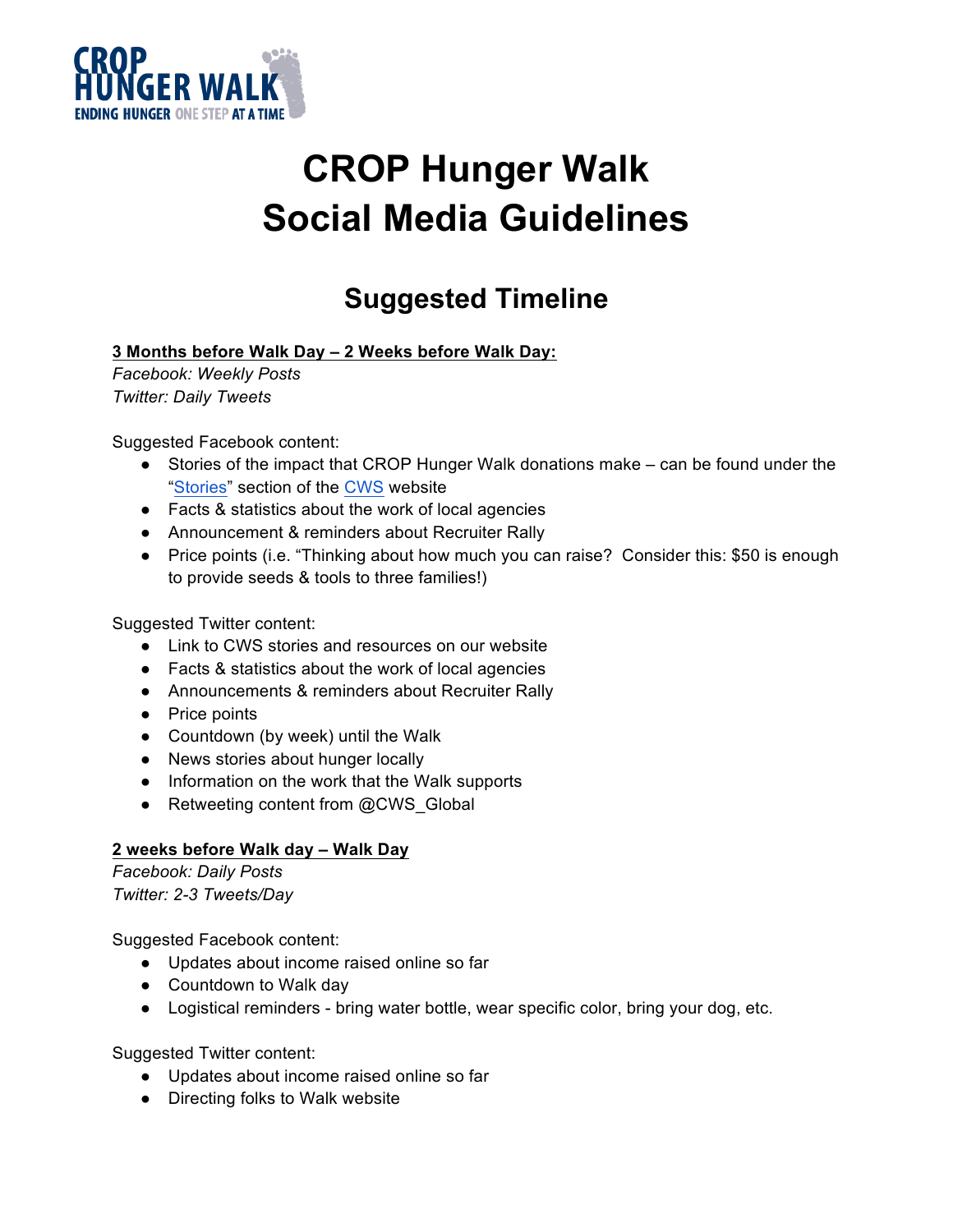CROP HUNGER WALK
ENDING HUNGER ONE STEP AT A TIME

# CROP Hunger Walk
# Social Media Guidelines

## Suggested Timeline

**3 Months before Walk Day – 2 Weeks before Walk Day:**

*Facebook: Weekly Posts*
*Twitter: Daily Tweets*

Suggested Facebook content:

- Stories of the impact that CROP Hunger Walk donations make – can be found under the "Stories" section of the CWS website
- Facts & statistics about the work of local agencies
- Announcement & reminders about Recruiter Rally
- Price points (i.e. "Thinking about how much you can raise? Consider this: $50 is enough to provide seeds & tools to three families!)

Suggested Twitter content:

- Link to CWS stories and resources on our website
- Facts & statistics about the work of local agencies
- Announcements & reminders about Recruiter Rally
- Price points
- Countdown (by week) until the Walk
- News stories about hunger locally
- Information on the work that the Walk supports
- Retweeting content from @CWS_Global

**2 weeks before Walk day – Walk Day**

*Facebook: Daily Posts*
*Twitter: 2-3 Tweets/Day*

Suggested Facebook content:

- Updates about income raised online so far
- Countdown to Walk day
- Logistical reminders - bring water bottle, wear specific color, bring your dog, etc.

Suggested Twitter content:

- Updates about income raised online so far
- Directing folks to Walk website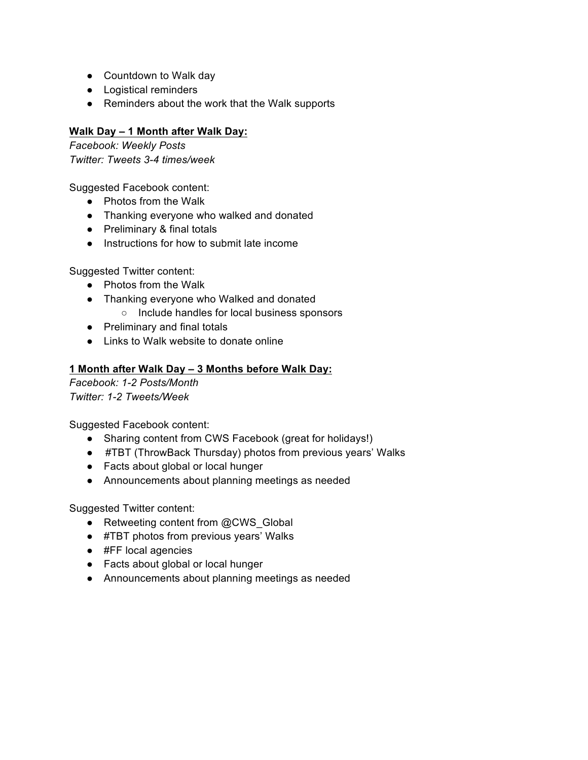- Countdown to Walk day
- Logistical reminders
- Reminders about the work that the Walk supports

**<u>Walk Day – 1 Month after Walk Day:</u>**

*Facebook: Weekly Posts*
*Twitter: Tweets 3-4 times/week*

Suggested Facebook content:

- Photos from the Walk
- Thanking everyone who walked and donated
- Preliminary & final totals
- Instructions for how to submit late income

Suggested Twitter content:

- Photos from the Walk
- Thanking everyone who Walked and donated
    - Include handles for local business sponsors
- Preliminary and final totals
- Links to Walk website to donate online

**<u>1 Month after Walk Day – 3 Months before Walk Day:</u>**

*Facebook: 1-2 Posts/Month*
*Twitter: 1-2 Tweets/Week*

Suggested Facebook content:

- Sharing content from CWS Facebook (great for holidays!)
- #TBT (ThrowBack Thursday) photos from previous years' Walks
- Facts about global or local hunger
- Announcements about planning meetings as needed

Suggested Twitter content:

- Retweeting content from @CWS_Global
- #TBT photos from previous years' Walks
- #FF local agencies
- Facts about global or local hunger
- Announcements about planning meetings as needed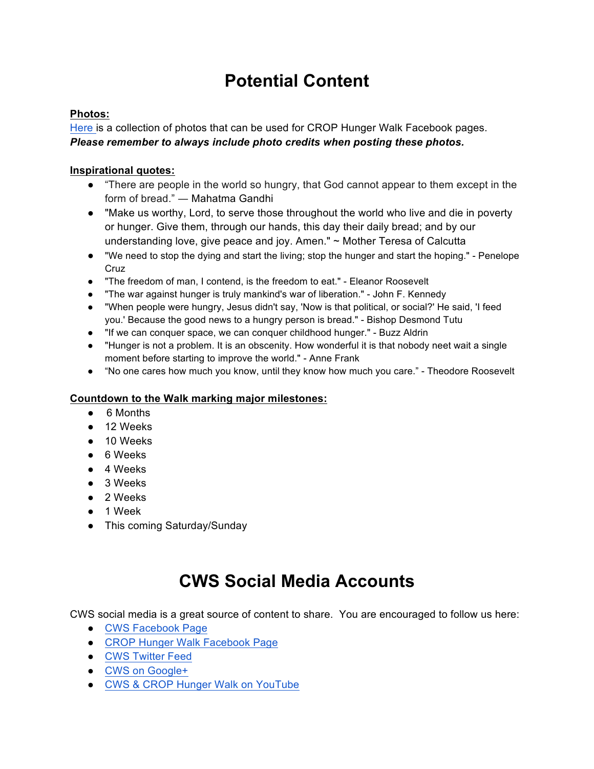# Potential Content

**Photos:**

Here is a collection of photos that can be used for CROP Hunger Walk Facebook pages.
***Please remember to always include photo credits when posting these photos.***

**Inspirational quotes:**

- “There are people in the world so hungry, that God cannot appear to them except in the form of bread.” — Mahatma Gandhi
- "Make us worthy, Lord, to serve those throughout the world who live and die in poverty or hunger. Give them, through our hands, this day their daily bread; and by our understanding love, give peace and joy. Amen." ~ Mother Teresa of Calcutta
- "We need to stop the dying and start the living; stop the hunger and start the hoping." - Penelope Cruz
- "The freedom of man, I contend, is the freedom to eat." - Eleanor Roosevelt
- "The war against hunger is truly mankind's war of liberation." - John F. Kennedy
- "When people were hungry, Jesus didn't say, 'Now is that political, or social?' He said, 'I feed you.' Because the good news to a hungry person is bread." - Bishop Desmond Tutu
- "If we can conquer space, we can conquer childhood hunger." - Buzz Aldrin
- "Hunger is not a problem. It is an obscenity. How wonderful it is that nobody neet wait a single moment before starting to improve the world." - Anne Frank
- “No one cares how much you know, until they know how much you care.” - Theodore Roosevelt

**Countdown to the Walk marking major milestones:**

- 6 Months
- 12 Weeks
- 10 Weeks
- 6 Weeks
- 4 Weeks
- 3 Weeks
- 2 Weeks
- 1 Week
- This coming Saturday/Sunday

# CWS Social Media Accounts

CWS social media is a great source of content to share. You are encouraged to follow us here:

- CWS Facebook Page
- CROP Hunger Walk Facebook Page
- CWS Twitter Feed
- CWS on Google+
- CWS & CROP Hunger Walk on YouTube